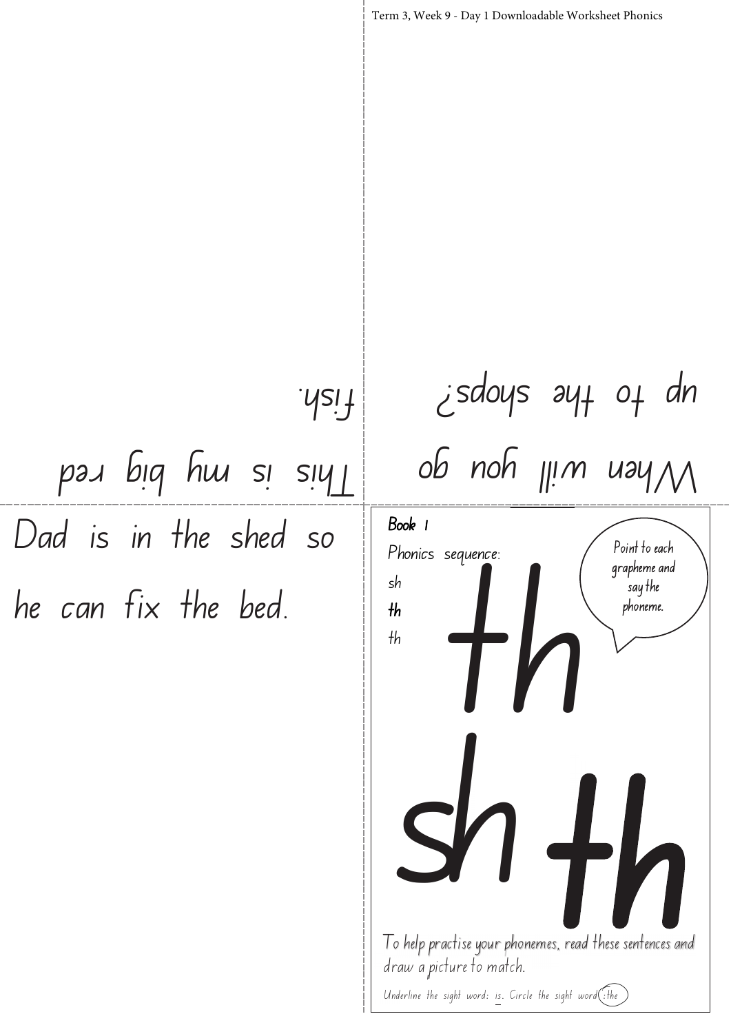When will you go up to the shops?

This is my big red fish.

Dad is in the shed so he can fix the bed.

**Book 1**

Phonics sequence:

sh

**th**

th

# th

Point to each grapheme and say the phoneme.

# sh **th**

To help practise your phonemes, read these sentences and draw a picture to match.

Underline the sight word: is. Circle the sight word: the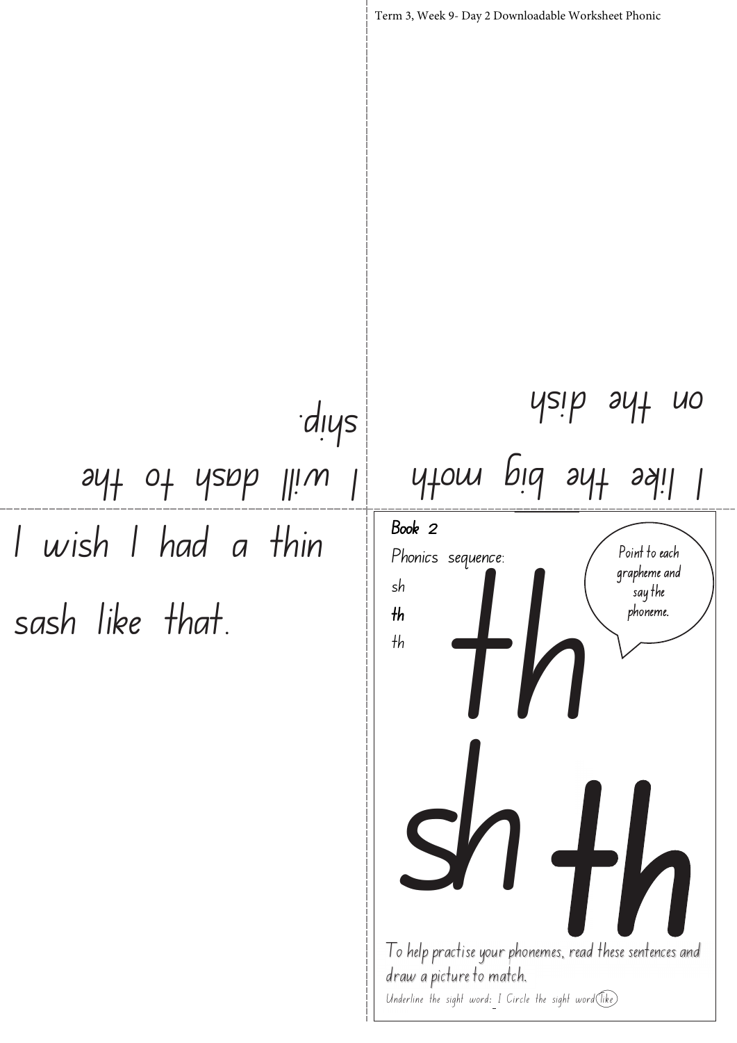I like the big moth

on the dish

I will dash to the ship.

I wish I had a thin sash like that.

**Book 2**

Phonics sequence:

sh

**th**

th

Point to each grapheme and say the phoneme.

th

sh th

To help practise your phonemes, read these sentences and draw a picture to match.

Underline the sight word: I Circle the sight word like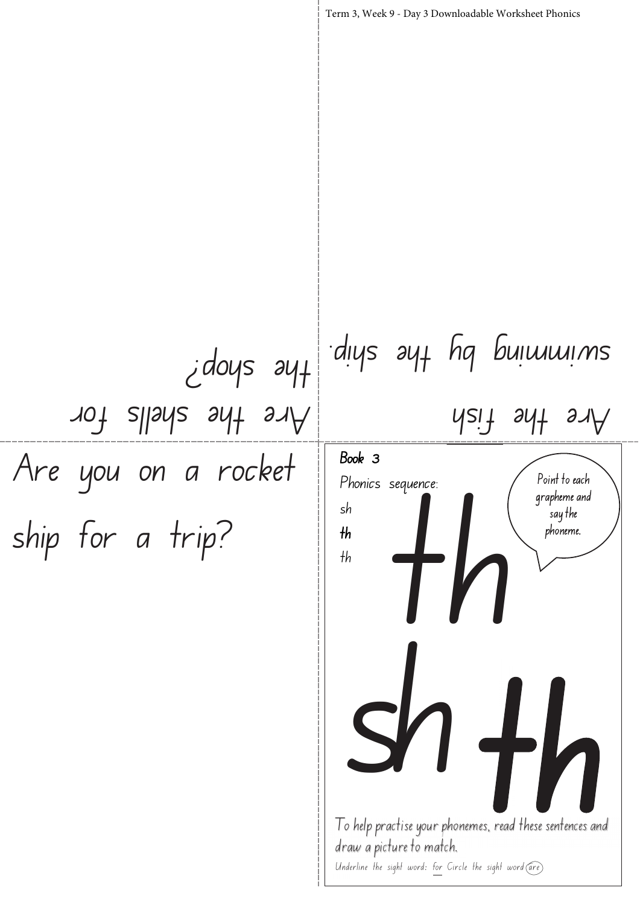Term 3, Week 9 - Day 3 Downloadable Worksheet Phonics

Are the shells for the shop?

Are the fish swimming by the ship.

Are you on a rocket ship for a trip?

**Book 3**

Phonics sequence:

sh

**th**

th

Point to each grapheme and say the phoneme.

th

sh **th**

To help practise your phonemes, read these sentences and draw a picture to match.

Underline the sight word: for Circle the sight word are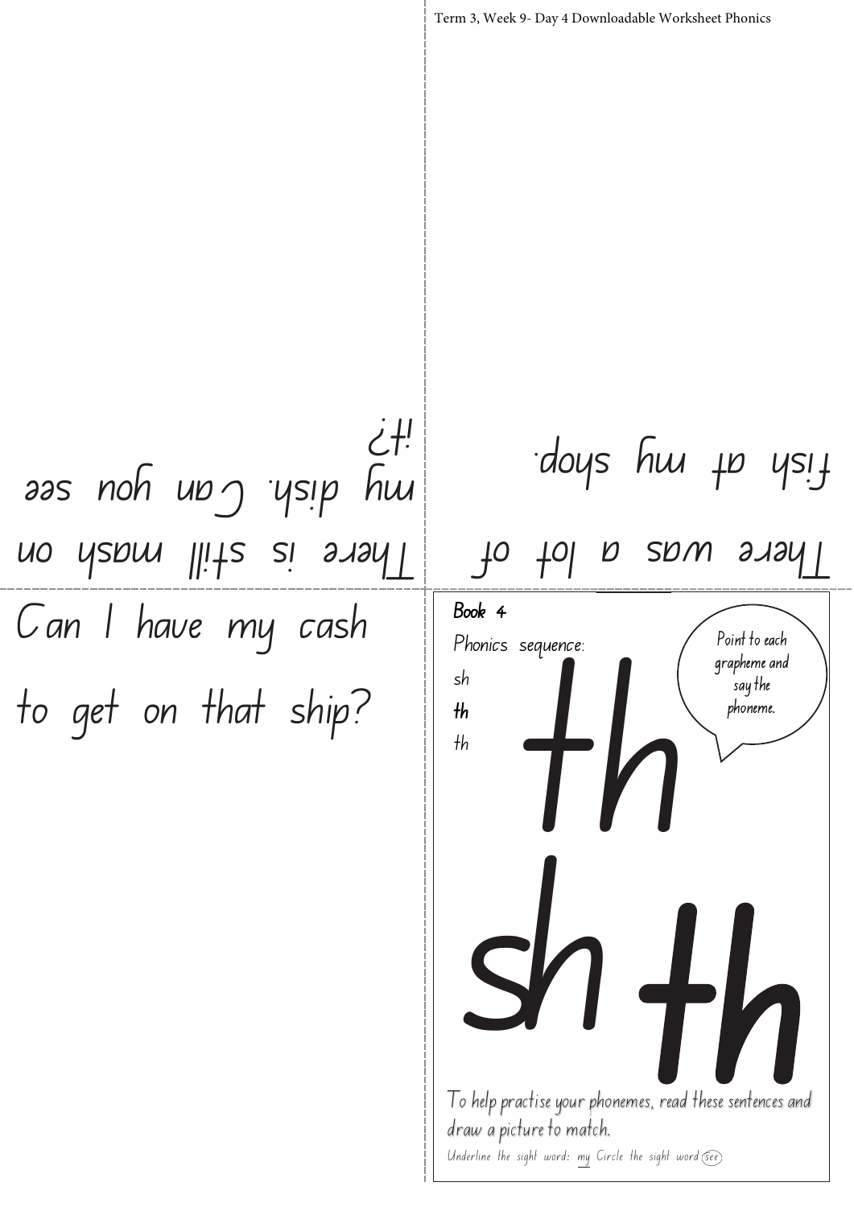There was a lot of fish at my shop.

There is still mash on my dish. Can you see it?

Can I have my cash to get on that ship?

Book 4

Phonics sequence:

sh

**th**

th

Point to each grapheme and say the phoneme.

th

sh th

To help practise your phonemes, read these sentences and draw a picture to match.

Underline the sight word: my Circle the sight word see